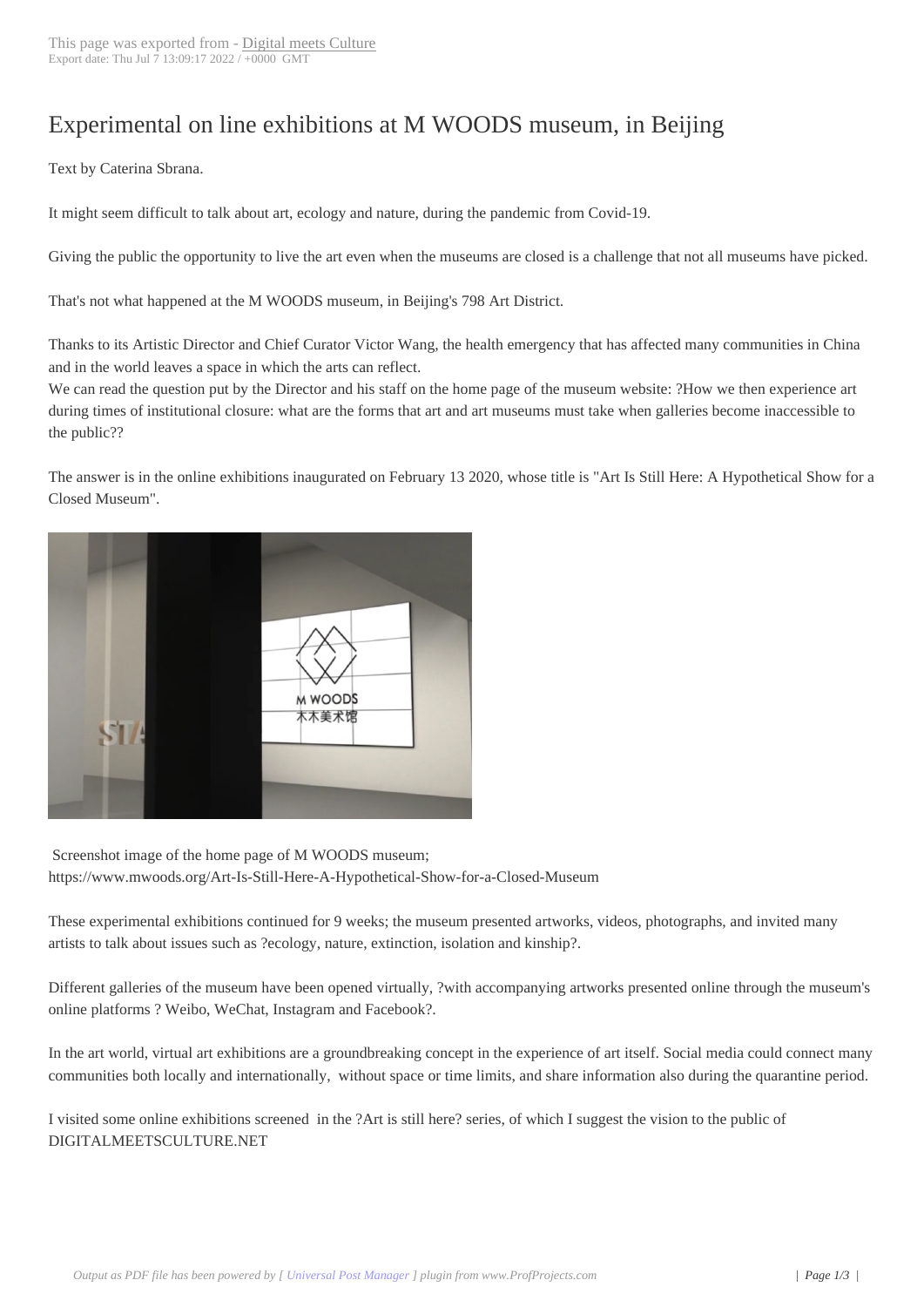This page was exported from - Digital meets Culture
Export date: Thu Jul 7 13:09:17 2022 / +0000 GMT

# Experimental on line exhibitions at M WOODS museum, in Beijing

Text by Caterina Sbrana.

It might seem difficult to talk about art, ecology and nature, during the pandemic from Covid-19.

Giving the public the opportunity to live the art even when the museums are closed is a challenge that not all museums have picked.

That's not what happened at the M WOODS museum, in Beijing's 798 Art District.

Thanks to its Artistic Director and Chief Curator Victor Wang, the health emergency that has affected many communities in China and in the world leaves a space in which the arts can reflect.
We can read the question put by the Director and his staff on the home page of the museum website: ?How we then experience art during times of institutional closure: what are the forms that art and art museums must take when galleries become inaccessible to the public??

The answer is in the online exhibitions inaugurated on February 13 2020, whose title is "Art Is Still Here: A Hypothetical Show for a Closed Museum".

Screenshot image of the home page of M WOODS museum;
https://www.mwoods.org/Art-Is-Still-Here-A-Hypothetical-Show-for-a-Closed-Museum

These experimental exhibitions continued for 9 weeks; the museum presented artworks, videos, photographs, and invited many artists to talk about issues such as ?ecology, nature, extinction, isolation and kinship?.

Different galleries of the museum have been opened virtually, ?with accompanying artworks presented online through the museum's online platforms ? Weibo, WeChat, Instagram and Facebook?.

In the art world, virtual art exhibitions are a groundbreaking concept in the experience of art itself. Social media could connect many communities both locally and internationally, without space or time limits, and share information also during the quarantine period.

I visited some online exhibitions screened in the ?Art is still here? series, of which I suggest the vision to the public of DIGITALMEETSCULTURE.NET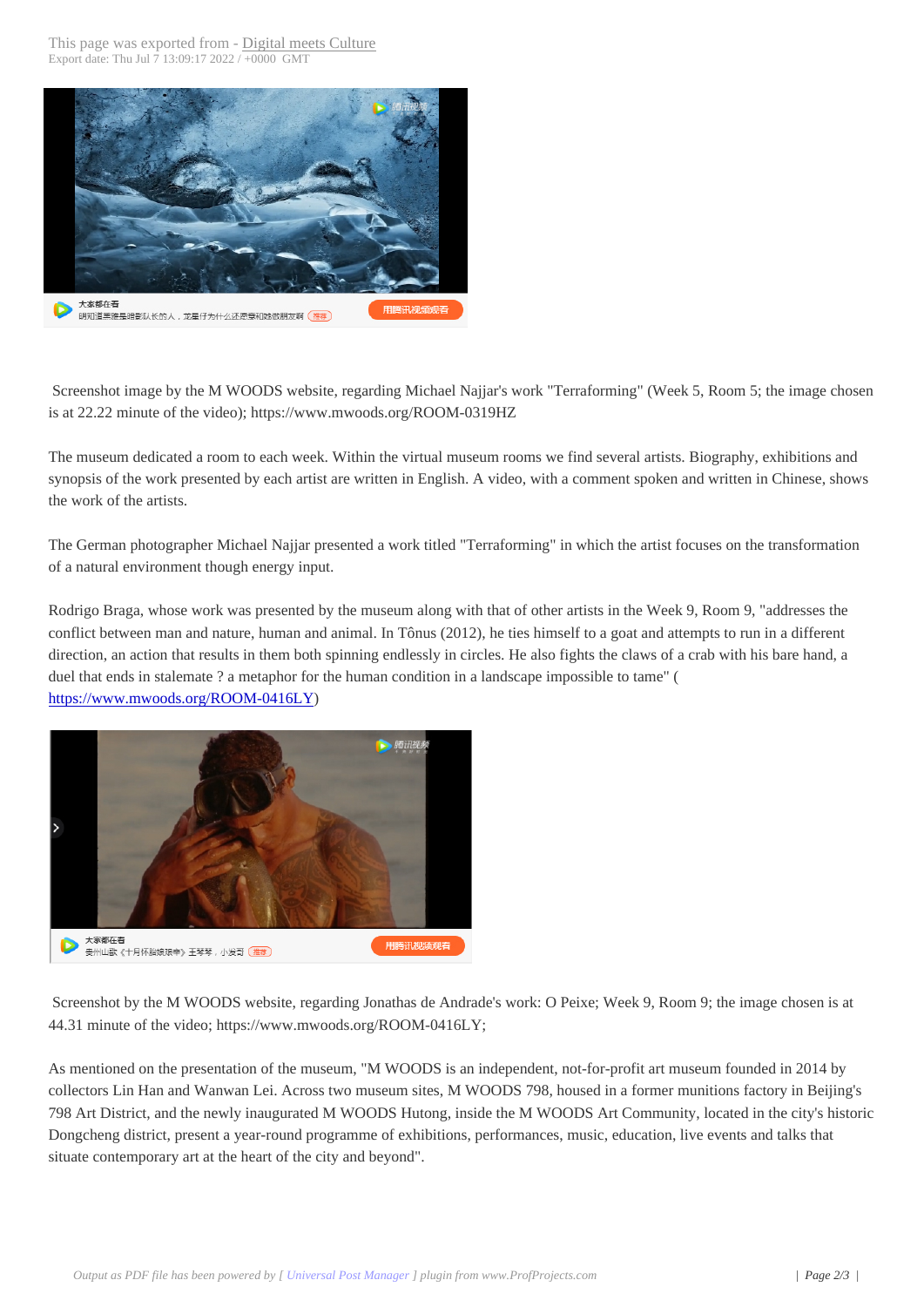Screenshot image by the M WOODS website, regarding Michael Najjar's work "Terraforming" (Week 5, Room 5; the image chosen is at 22.22 minute of the video); https://www.mwoods.org/ROOM-0319HZ

The museum dedicated a room to each week. Within the virtual museum rooms we find several artists. Biography, exhibitions and synopsis of the work presented by each artist are written in English. A video, with a comment spoken and written in Chinese, shows the work of the artists.

The German photographer Michael Najjar presented a work titled "Terraforming" in which the artist focuses on the transformation of a natural environment though energy input.

Rodrigo Braga, whose work was presented by the museum along with that of other artists in the Week 9, Room 9, "addresses the conflict between man and nature, human and animal. In Tônus (2012), he ties himself to a goat and attempts to run in a different direction, an action that results in them both spinning endlessly in circles. He also fights the claws of a crab with his bare hand, a duel that ends in stalemate ? a metaphor for the human condition in a landscape impossible to tame" (https://www.mwoods.org/ROOM-0416LY)

Screenshot by the M WOODS website, regarding Jonathas de Andrade's work: O Peixe; Week 9, Room 9; the image chosen is at 44.31 minute of the video; https://www.mwoods.org/ROOM-0416LY;

As mentioned on the presentation of the museum, "M WOODS is an independent, not-for-profit art museum founded in 2014 by collectors Lin Han and Wanwan Lei. Across two museum sites, M WOODS 798, housed in a former munitions factory in Beijing's 798 Art District, and the newly inaugurated M WOODS Hutong, inside the M WOODS Art Community, located in the city's historic Dongcheng district, present a year-round programme of exhibitions, performances, music, education, live events and talks that situate contemporary art at the heart of the city and beyond".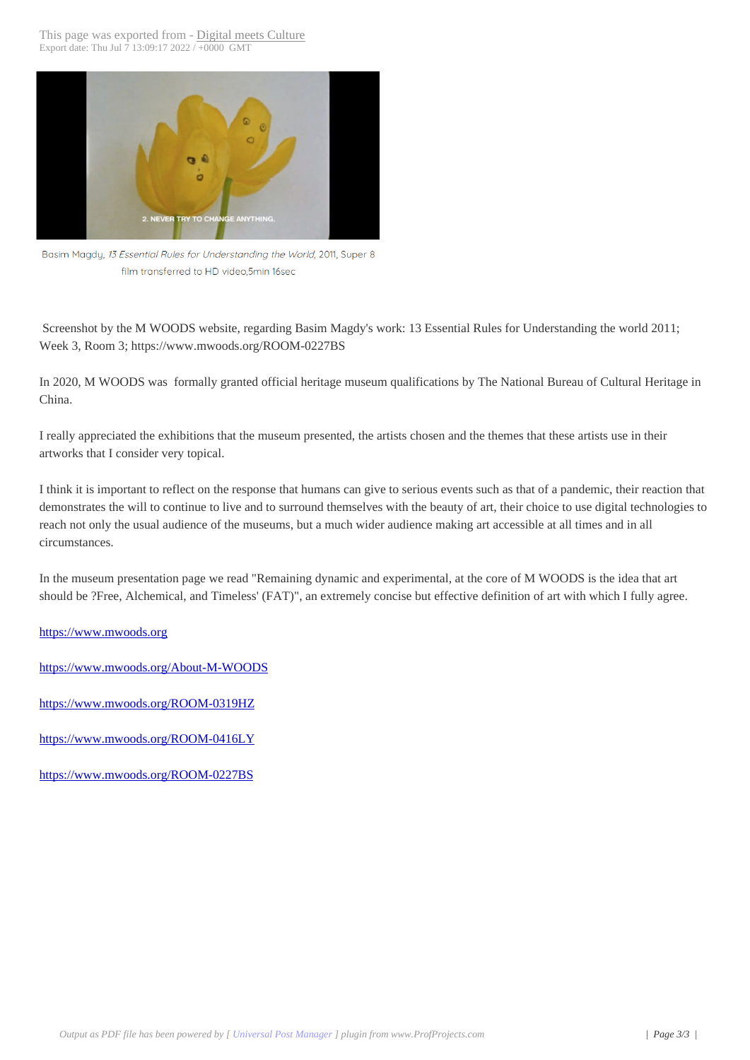Basim Magdy, *13 Essential Rules for Understanding the World*, 2011, Super 8 film transferred to HD video,5min 16sec

Screenshot by the M WOODS website, regarding Basim Magdy's work: 13 Essential Rules for Understanding the world 2011; Week 3, Room 3; https://www.mwoods.org/ROOM-0227BS

In 2020, M WOODS was formally granted official heritage museum qualifications by The National Bureau of Cultural Heritage in China.

I really appreciated the exhibitions that the museum presented, the artists chosen and the themes that these artists use in their artworks that I consider very topical.

I think it is important to reflect on the response that humans can give to serious events such as that of a pandemic, their reaction that demonstrates the will to continue to live and to surround themselves with the beauty of art, their choice to use digital technologies to reach not only the usual audience of the museums, but a much wider audience making art accessible at all times and in all circumstances.

In the museum presentation page we read "Remaining dynamic and experimental, at the core of M WOODS is the idea that art should be ?Free, Alchemical, and Timeless' (FAT)", an extremely concise but effective definition of art with which I fully agree.

https://www.mwoods.org

https://www.mwoods.org/About-M-WOODS

https://www.mwoods.org/ROOM-0319HZ

https://www.mwoods.org/ROOM-0416LY

https://www.mwoods.org/ROOM-0227BS